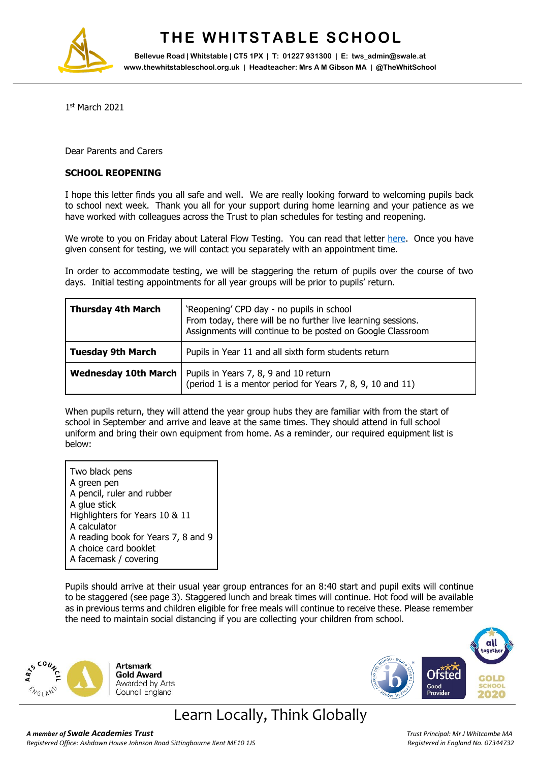# THE WHITSTABLE SCHOOL

**Bellevue Road | Whitstable | CT5 1PX | T: 01227 931300 | E: tws_admin@swale.at**
**www.thewhitstableschool.org.uk | Headteacher: Mrs A M Gibson MA | @TheWhitSchool**

1st March 2021

Dear Parents and Carers

**SCHOOL REOPENING**

I hope this letter finds you all safe and well. We are really looking forward to welcoming pupils back to school next week. Thank you all for your support during home learning and your patience as we have worked with colleagues across the Trust to plan schedules for testing and reopening.

We wrote to you on Friday about Lateral Flow Testing. You can read that letter here. Once you have given consent for testing, we will contact you separately with an appointment time.

In order to accommodate testing, we will be staggering the return of pupils over the course of two days. Initial testing appointments for all year groups will be prior to pupils' return.

| | |
|---|---|
| **Thursday 4th March** | 'Reopening' CPD day - no pupils in school<br>From today, there will be no further live learning sessions.<br>Assignments will continue to be posted on Google Classroom |
| **Tuesday 9th March** | Pupils in Year 11 and all sixth form students return |
| **Wednesday 10th March** | Pupils in Years 7, 8, 9 and 10 return<br>(period 1 is a mentor period for Years 7, 8, 9, 10 and 11) |

When pupils return, they will attend the year group hubs they are familiar with from the start of school in September and arrive and leave at the same times. They should attend in full school uniform and bring their own equipment from home. As a reminder, our required equipment list is below:

- Two black pens
- A green pen
- A pencil, ruler and rubber
- A glue stick
- Highlighters for Years 10 & 11
- A calculator
- A reading book for Years 7, 8 and 9
- A choice card booklet
- A facemask / covering

Pupils should arrive at their usual year group entrances for an 8:40 start and pupil exits will continue to be staggered (see page 3). Staggered lunch and break times will continue. Hot food will be available as in previous terms and children eligible for free meals will continue to receive these. Please remember the need to maintain social distancing if you are collecting your children from school.

Learn Locally, Think Globally

*A member of* ***Swale Academies Trust***
*Registered Office: Ashdown House Johnson Road Sittingbourne Kent ME10 1JS*
*Trust Principal: Mr J Whitcombe MA*
*Registered in England No. 07344732*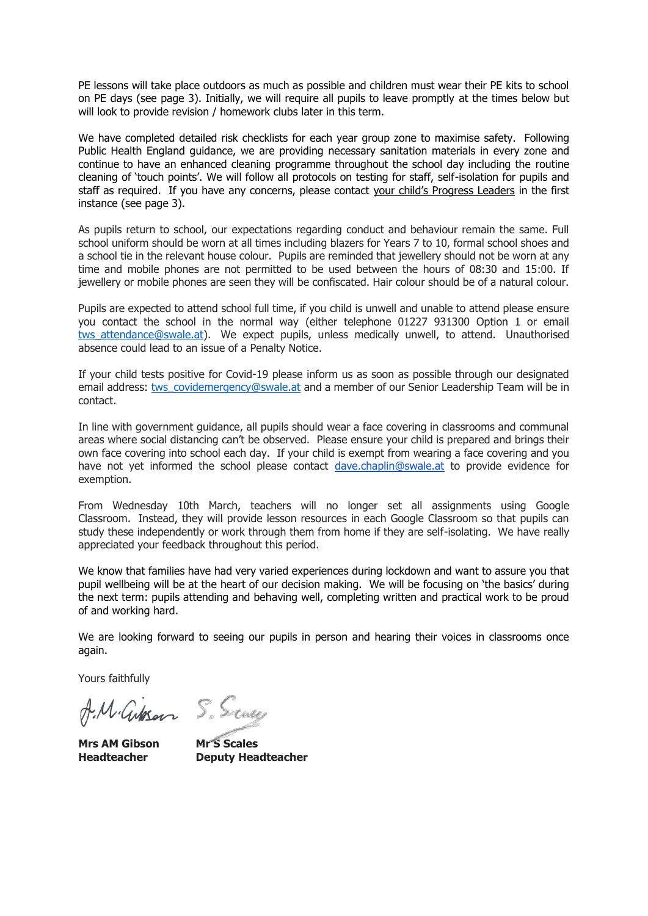PE lessons will take place outdoors as much as possible and children must wear their PE kits to school on PE days (see page 3). Initially, we will require all pupils to leave promptly at the times below but will look to provide revision / homework clubs later in this term.

We have completed detailed risk checklists for each year group zone to maximise safety. Following Public Health England guidance, we are providing necessary sanitation materials in every zone and continue to have an enhanced cleaning programme throughout the school day including the routine cleaning of 'touch points'. We will follow all protocols on testing for staff, self-isolation for pupils and staff as required. If you have any concerns, please contact your child's Progress Leaders in the first instance (see page 3).

As pupils return to school, our expectations regarding conduct and behaviour remain the same. Full school uniform should be worn at all times including blazers for Years 7 to 10, formal school shoes and a school tie in the relevant house colour. Pupils are reminded that jewellery should not be worn at any time and mobile phones are not permitted to be used between the hours of 08:30 and 15:00. If jewellery or mobile phones are seen they will be confiscated. Hair colour should be of a natural colour.

Pupils are expected to attend school full time, if you child is unwell and unable to attend please ensure you contact the school in the normal way (either telephone 01227 931300 Option 1 or email tws_attendance@swale.at). We expect pupils, unless medically unwell, to attend. Unauthorised absence could lead to an issue of a Penalty Notice.

If your child tests positive for Covid-19 please inform us as soon as possible through our designated email address: tws_covidemergency@swale.at and a member of our Senior Leadership Team will be in contact.

In line with government guidance, all pupils should wear a face covering in classrooms and communal areas where social distancing can't be observed. Please ensure your child is prepared and brings their own face covering into school each day. If your child is exempt from wearing a face covering and you have not yet informed the school please contact dave.chaplin@swale.at to provide evidence for exemption.

From Wednesday 10th March, teachers will no longer set all assignments using Google Classroom. Instead, they will provide lesson resources in each Google Classroom so that pupils can study these independently or work through them from home if they are self-isolating. We have really appreciated your feedback throughout this period.

We know that families have had very varied experiences during lockdown and want to assure you that pupil wellbeing will be at the heart of our decision making. We will be focusing on 'the basics' during the next term: pupils attending and behaving well, completing written and practical work to be proud of and working hard.

We are looking forward to seeing our pupils in person and hearing their voices in classrooms once again.

Yours faithfully

| **Mrs AM Gibson** | **Mr S Scales** |
|---|---|
| **Headteacher** | **Deputy Headteacher** |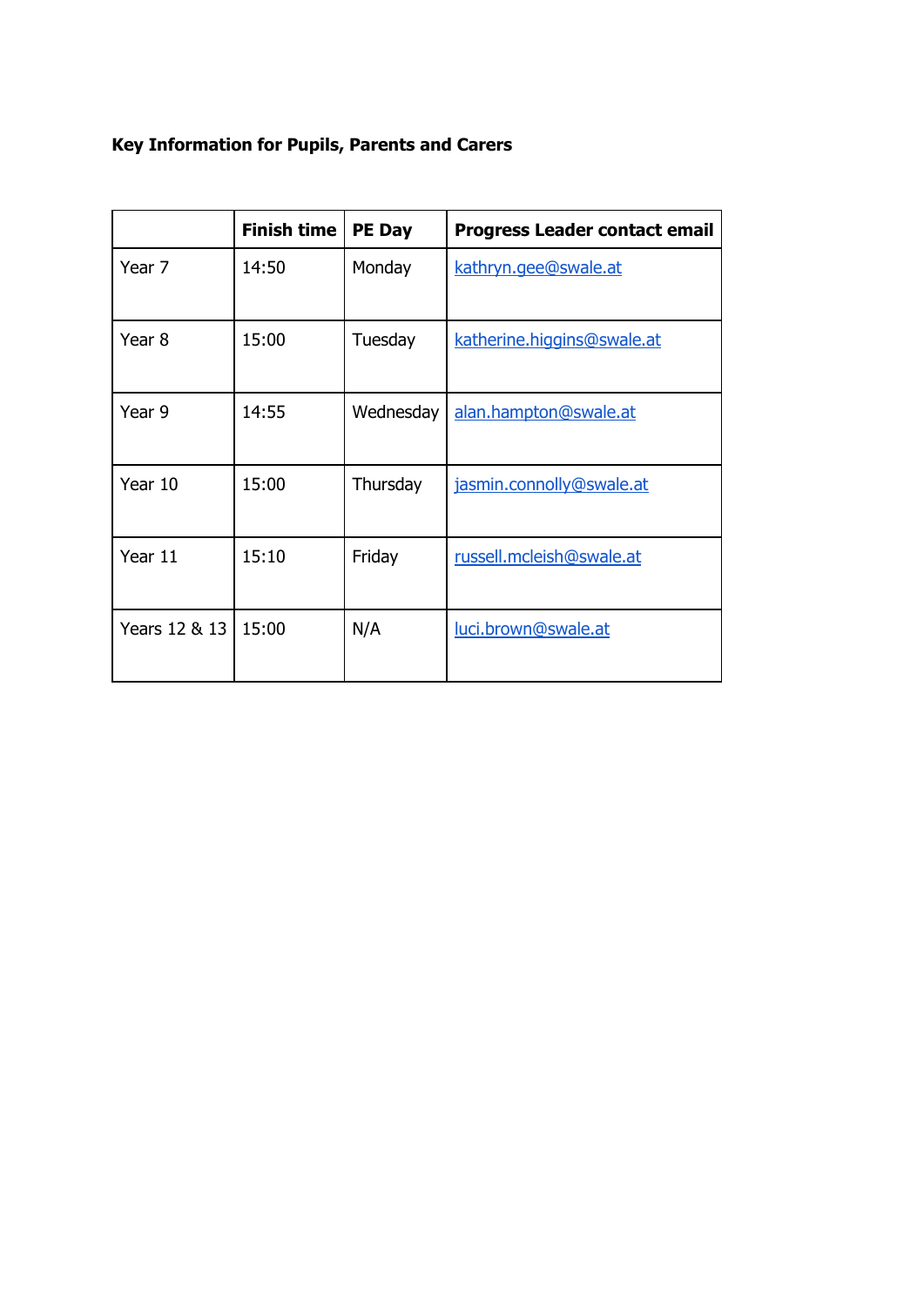**Key Information for Pupils, Parents and Carers**

| | Finish time | PE Day | Progress Leader contact email |
|---|---|---|---|
| Year 7 | 14:50 | Monday | kathryn.gee@swale.at |
| Year 8 | 15:00 | Tuesday | katherine.higgins@swale.at |
| Year 9 | 14:55 | Wednesday | alan.hampton@swale.at |
| Year 10 | 15:00 | Thursday | jasmin.connolly@swale.at |
| Year 11 | 15:10 | Friday | russell.mcleish@swale.at |
| Years 12 & 13 | 15:00 | N/A | luci.brown@swale.at |